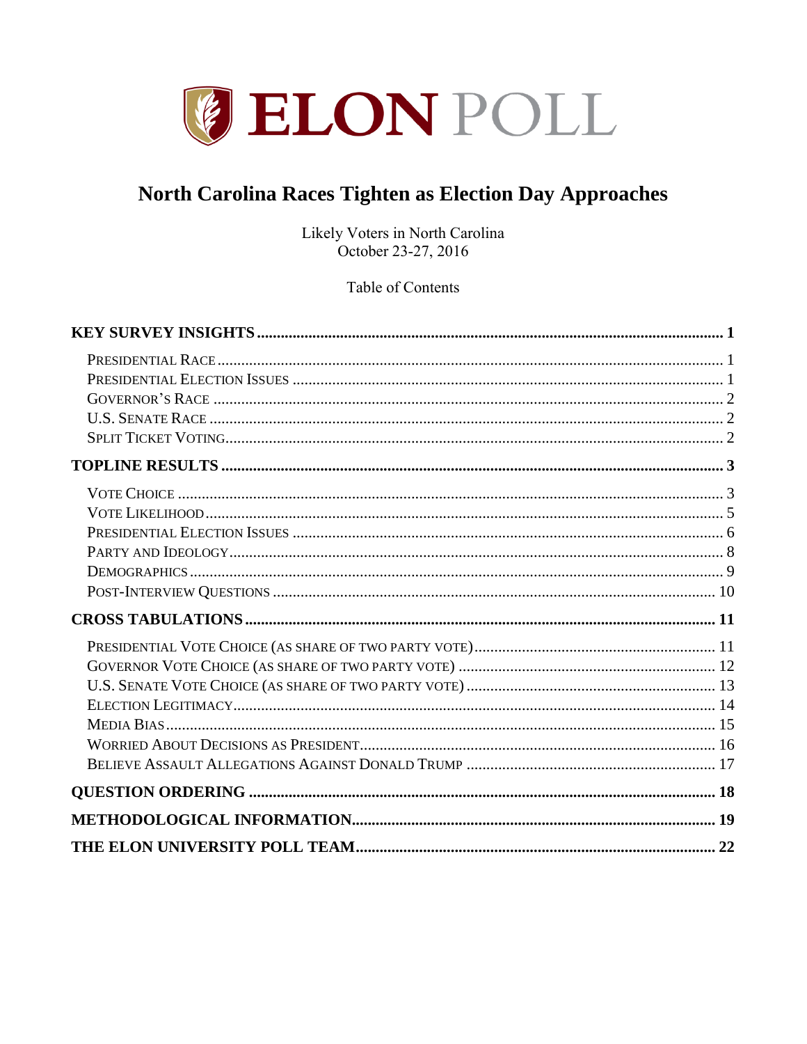# ELON POLL

## North Carolina Races Tighten as Election Day Approaches

Likely Voters in North Carolina
October 23-27, 2016

Table of Contents

**KEY SURVEY INSIGHTS** ..... **1**

- Presidential Race ..... 1
- Presidential Election Issues ..... 1
- Governor's Race ..... 2
- U.S. Senate Race ..... 2
- Split Ticket Voting ..... 2

**TOPLINE RESULTS** ..... **3**

- Vote Choice ..... 3
- Vote Likelihood ..... 5
- Presidential Election Issues ..... 6
- Party and Ideology ..... 8
- Demographics ..... 9
- Post-Interview Questions ..... 10

**CROSS TABULATIONS** ..... **11**

- Presidential Vote Choice (as share of two party vote) ..... 11
- Governor Vote Choice (as share of two party vote) ..... 12
- U.S. Senate Vote Choice (as share of two party vote) ..... 13
- Election Legitimacy ..... 14
- Media Bias ..... 15
- Worried About Decisions as President ..... 16
- Believe Assault Allegations Against Donald Trump ..... 17

**QUESTION ORDERING** ..... **18**

**METHODOLOGICAL INFORMATION** ..... **19**

**THE ELON UNIVERSITY POLL TEAM** ..... **22**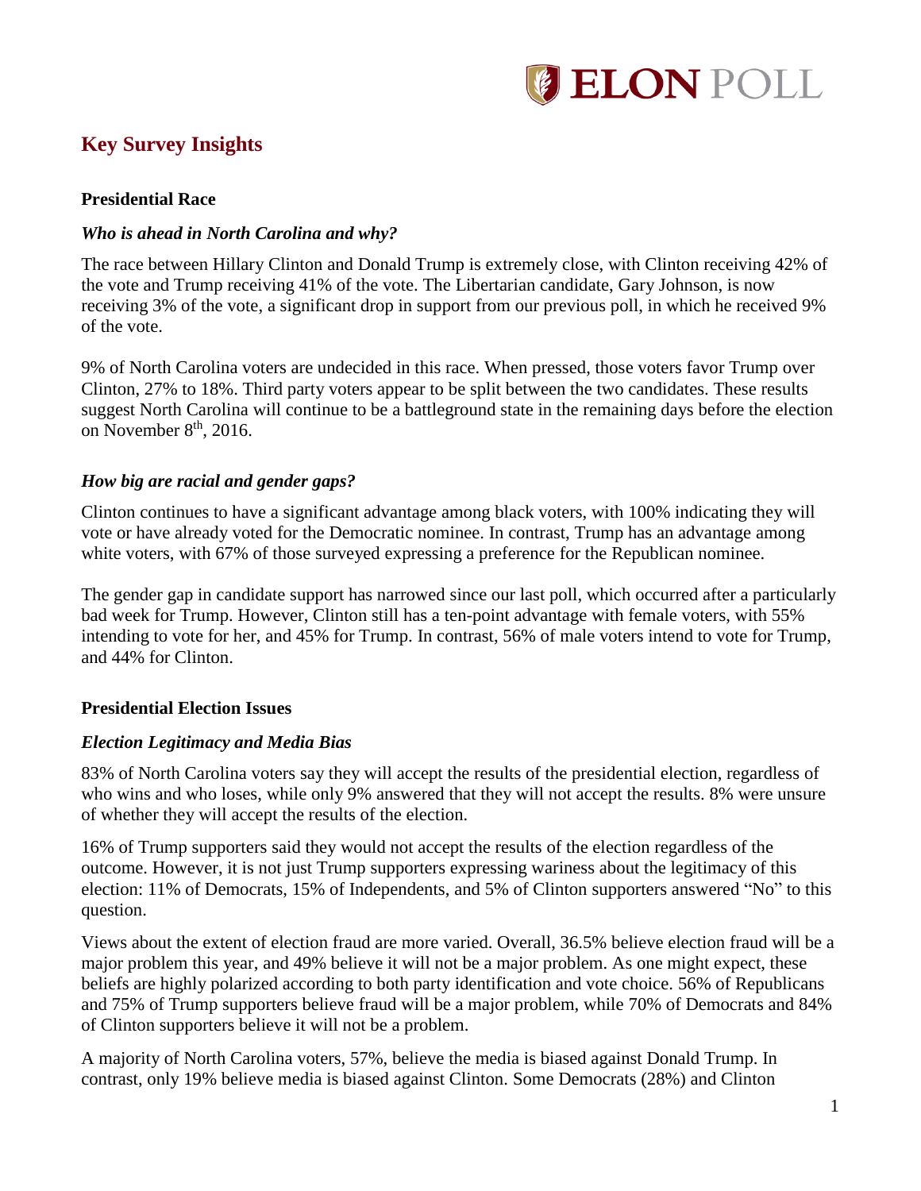## Key Survey Insights

### Presidential Race

#### *Who is ahead in North Carolina and why?*

The race between Hillary Clinton and Donald Trump is extremely close, with Clinton receiving 42% of the vote and Trump receiving 41% of the vote. The Libertarian candidate, Gary Johnson, is now receiving 3% of the vote, a significant drop in support from our previous poll, in which he received 9% of the vote.

9% of North Carolina voters are undecided in this race. When pressed, those voters favor Trump over Clinton, 27% to 18%. Third party voters appear to be split between the two candidates. These results suggest North Carolina will continue to be a battleground state in the remaining days before the election on November 8th, 2016.

#### *How big are racial and gender gaps?*

Clinton continues to have a significant advantage among black voters, with 100% indicating they will vote or have already voted for the Democratic nominee. In contrast, Trump has an advantage among white voters, with 67% of those surveyed expressing a preference for the Republican nominee.

The gender gap in candidate support has narrowed since our last poll, which occurred after a particularly bad week for Trump. However, Clinton still has a ten-point advantage with female voters, with 55% intending to vote for her, and 45% for Trump. In contrast, 56% of male voters intend to vote for Trump, and 44% for Clinton.

### Presidential Election Issues

#### *Election Legitimacy and Media Bias*

83% of North Carolina voters say they will accept the results of the presidential election, regardless of who wins and who loses, while only 9% answered that they will not accept the results. 8% were unsure of whether they will accept the results of the election.

16% of Trump supporters said they would not accept the results of the election regardless of the outcome. However, it is not just Trump supporters expressing wariness about the legitimacy of this election: 11% of Democrats, 15% of Independents, and 5% of Clinton supporters answered "No" to this question.

Views about the extent of election fraud are more varied. Overall, 36.5% believe election fraud will be a major problem this year, and 49% believe it will not be a major problem. As one might expect, these beliefs are highly polarized according to both party identification and vote choice. 56% of Republicans and 75% of Trump supporters believe fraud will be a major problem, while 70% of Democrats and 84% of Clinton supporters believe it will not be a problem.

A majority of North Carolina voters, 57%, believe the media is biased against Donald Trump. In contrast, only 19% believe media is biased against Clinton. Some Democrats (28%) and Clinton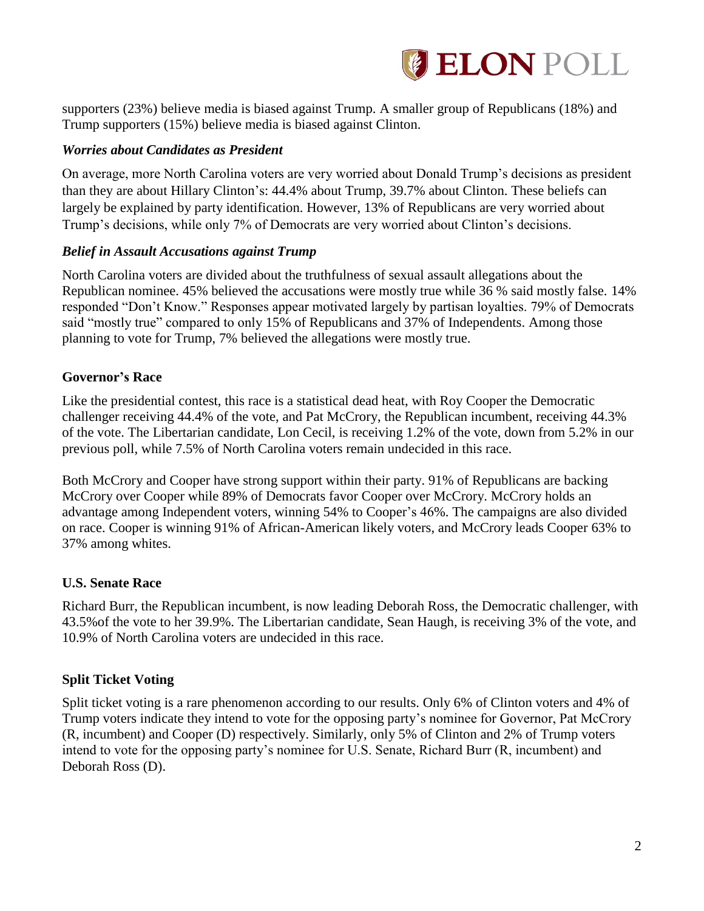supporters (23%) believe media is biased against Trump. A smaller group of Republicans (18%) and Trump supporters (15%) believe media is biased against Clinton.

### *Worries about Candidates as President*

On average, more North Carolina voters are very worried about Donald Trump's decisions as president than they are about Hillary Clinton's: 44.4% about Trump, 39.7% about Clinton. These beliefs can largely be explained by party identification. However, 13% of Republicans are very worried about Trump's decisions, while only 7% of Democrats are very worried about Clinton's decisions.

### *Belief in Assault Accusations against Trump*

North Carolina voters are divided about the truthfulness of sexual assault allegations about the Republican nominee. 45% believed the accusations were mostly true while 36 % said mostly false. 14% responded "Don't Know." Responses appear motivated largely by partisan loyalties. 79% of Democrats said "mostly true" compared to only 15% of Republicans and 37% of Independents. Among those planning to vote for Trump, 7% believed the allegations were mostly true.

## Governor's Race

Like the presidential contest, this race is a statistical dead heat, with Roy Cooper the Democratic challenger receiving 44.4% of the vote, and Pat McCrory, the Republican incumbent, receiving 44.3% of the vote. The Libertarian candidate, Lon Cecil, is receiving 1.2% of the vote, down from 5.2% in our previous poll, while 7.5% of North Carolina voters remain undecided in this race.

Both McCrory and Cooper have strong support within their party. 91% of Republicans are backing McCrory over Cooper while 89% of Democrats favor Cooper over McCrory. McCrory holds an advantage among Independent voters, winning 54% to Cooper's 46%. The campaigns are also divided on race. Cooper is winning 91% of African-American likely voters, and McCrory leads Cooper 63% to 37% among whites.

## U.S. Senate Race

Richard Burr, the Republican incumbent, is now leading Deborah Ross, the Democratic challenger, with 43.5%of the vote to her 39.9%. The Libertarian candidate, Sean Haugh, is receiving 3% of the vote, and 10.9% of North Carolina voters are undecided in this race.

## Split Ticket Voting

Split ticket voting is a rare phenomenon according to our results. Only 6% of Clinton voters and 4% of Trump voters indicate they intend to vote for the opposing party's nominee for Governor, Pat McCrory (R, incumbent) and Cooper (D) respectively. Similarly, only 5% of Clinton and 2% of Trump voters intend to vote for the opposing party's nominee for U.S. Senate, Richard Burr (R, incumbent) and Deborah Ross (D).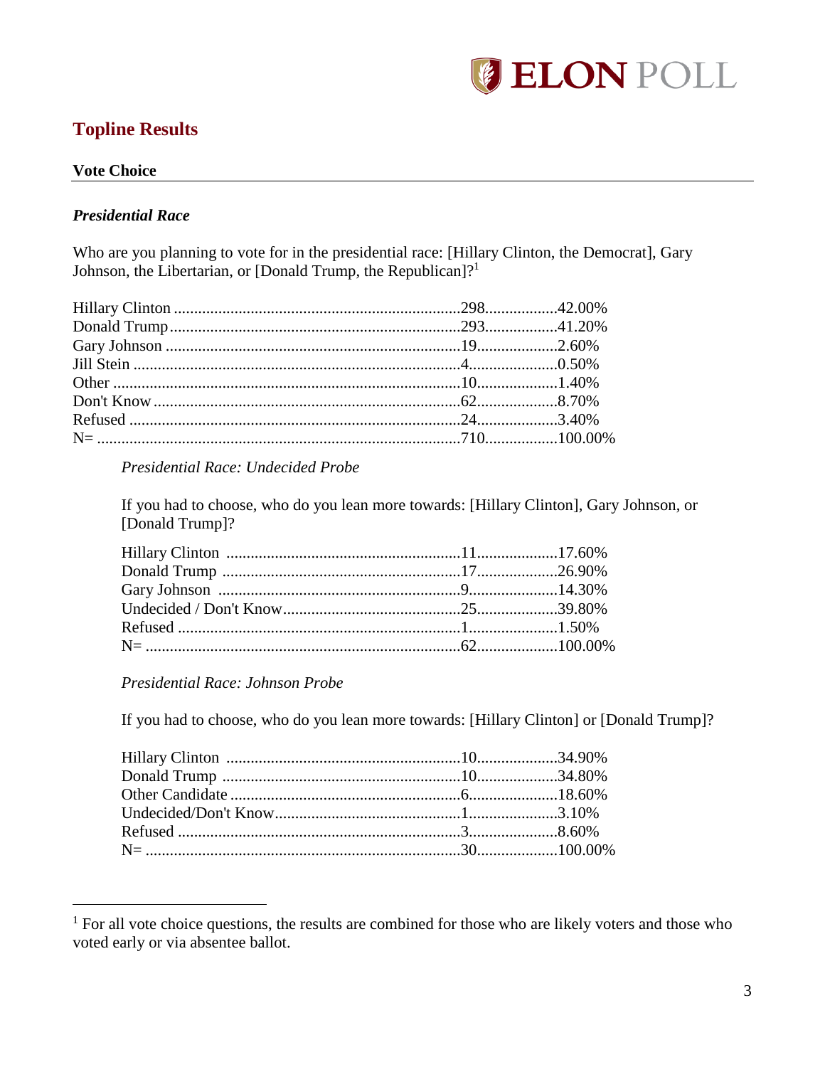## Topline Results

### Vote Choice

#### *Presidential Race*

Who are you planning to vote for in the presidential race: [Hillary Clinton, the Democrat], Gary Johnson, the Libertarian, or [Donald Trump, the Republican]?[1]

| Response | N | % |
|---|---|---|
| Hillary Clinton | 298 | 42.00% |
| Donald Trump | 293 | 41.20% |
| Gary Johnson | 19 | 2.60% |
| Jill Stein | 4 | 0.50% |
| Other | 10 | 1.40% |
| Don't Know | 62 | 8.70% |
| Refused | 24 | 3.40% |
| N= | 710 | 100.00% |

*Presidential Race: Undecided Probe*

If you had to choose, who do you lean more towards: [Hillary Clinton], Gary Johnson, or [Donald Trump]?

| Response | N | % |
|---|---|---|
| Hillary Clinton | 11 | 17.60% |
| Donald Trump | 17 | 26.90% |
| Gary Johnson | 9 | 14.30% |
| Undecided / Don't Know | 25 | 39.80% |
| Refused | 1 | 1.50% |
| N= | 62 | 100.00% |

*Presidential Race: Johnson Probe*

If you had to choose, who do you lean more towards: [Hillary Clinton] or [Donald Trump]?

| Response | N | % |
|---|---|---|
| Hillary Clinton | 10 | 34.90% |
| Donald Trump | 10 | 34.80% |
| Other Candidate | 6 | 18.60% |
| Undecided/Don't Know | 1 | 3.10% |
| Refused | 3 | 8.60% |
| N= | 30 | 100.00% |

[1] For all vote choice questions, the results are combined for those who are likely voters and those who voted early or via absentee ballot.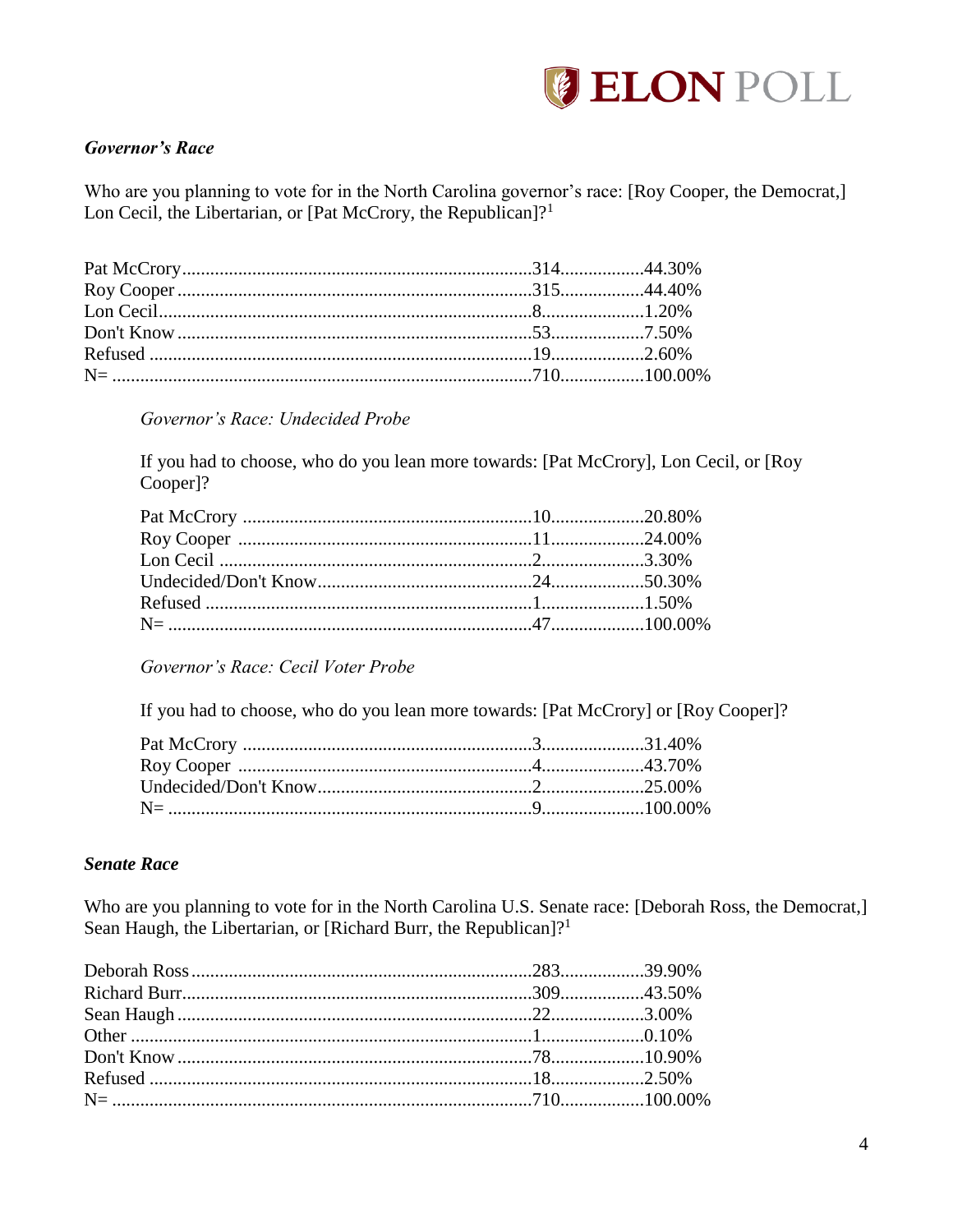***Governor's Race***

Who are you planning to vote for in the North Carolina governor's race: [Roy Cooper, the Democrat,] Lon Cecil, the Libertarian, or [Pat McCrory, the Republican]?[1]

| | | |
|---|---|---|
| Pat McCrory | 314 | 44.30% |
| Roy Cooper | 315 | 44.40% |
| Lon Cecil | 8 | 1.20% |
| Don't Know | 53 | 7.50% |
| Refused | 19 | 2.60% |
| N= | 710 | 100.00% |

*Governor's Race: Undecided Probe*

If you had to choose, who do you lean more towards: [Pat McCrory], Lon Cecil, or [Roy Cooper]?

| | | |
|---|---|---|
| Pat McCrory | 10 | 20.80% |
| Roy Cooper | 11 | 24.00% |
| Lon Cecil | 2 | 3.30% |
| Undecided/Don't Know | 24 | 50.30% |
| Refused | 1 | 1.50% |
| N= | 47 | 100.00% |

*Governor's Race: Cecil Voter Probe*

If you had to choose, who do you lean more towards: [Pat McCrory] or [Roy Cooper]?

| | | |
|---|---|---|
| Pat McCrory | 3 | 31.40% |
| Roy Cooper | 4 | 43.70% |
| Undecided/Don't Know | 2 | 25.00% |
| N= | 9 | 100.00% |

***Senate Race***

Who are you planning to vote for in the North Carolina U.S. Senate race: [Deborah Ross, the Democrat,] Sean Haugh, the Libertarian, or [Richard Burr, the Republican]?[1]

| | | |
|---|---|---|
| Deborah Ross | 283 | 39.90% |
| Richard Burr | 309 | 43.50% |
| Sean Haugh | 22 | 3.00% |
| Other | 1 | 0.10% |
| Don't Know | 78 | 10.90% |
| Refused | 18 | 2.50% |
| N= | 710 | 100.00% |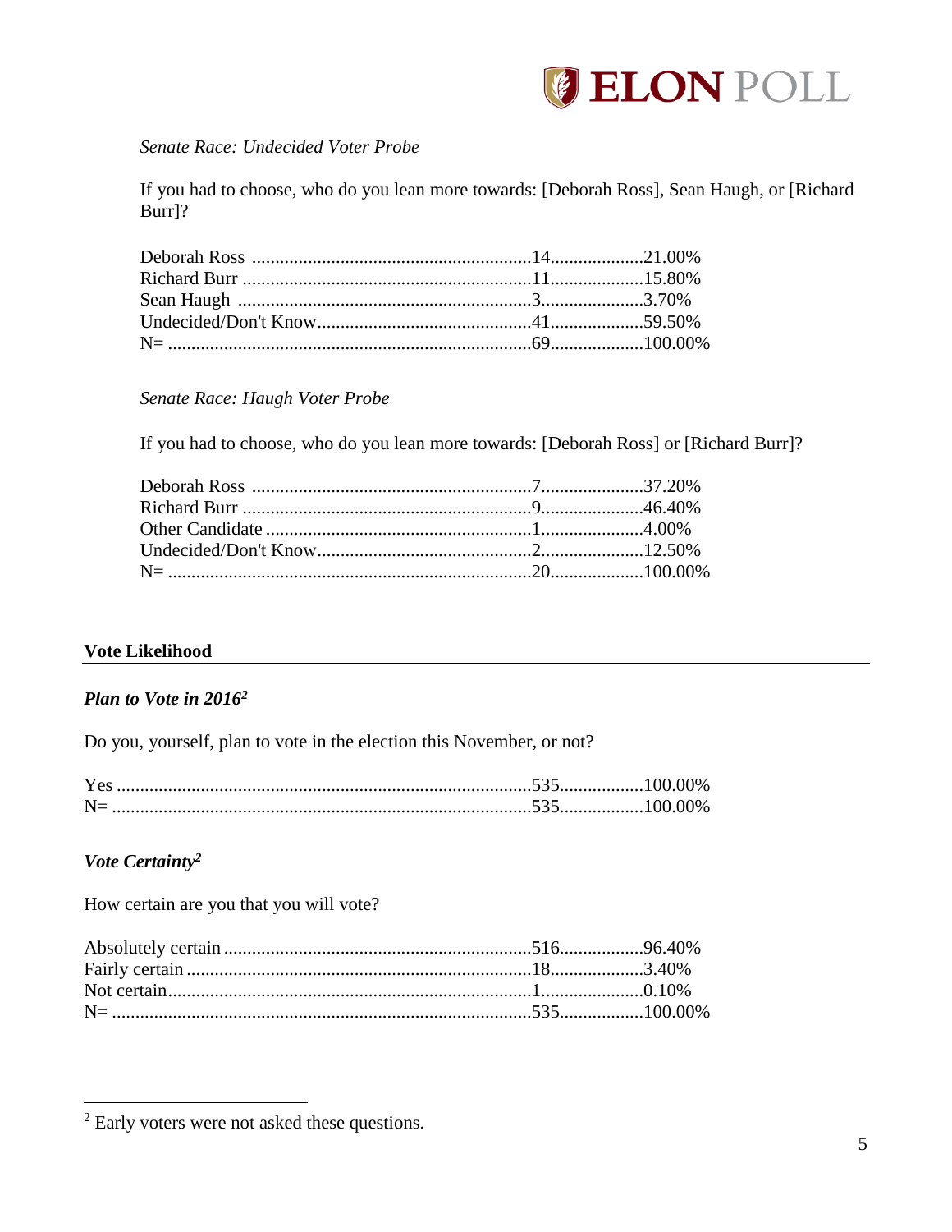*Senate Race: Undecided Voter Probe*

If you had to choose, who do you lean more towards: [Deborah Ross], Sean Haugh, or [Richard Burr]?

| | | |
|---|---|---|
| Deborah Ross | 14 | 21.00% |
| Richard Burr | 11 | 15.80% |
| Sean Haugh | 3 | 3.70% |
| Undecided/Don't Know | 41 | 59.50% |
| N= | 69 | 100.00% |

*Senate Race: Haugh Voter Probe*

If you had to choose, who do you lean more towards: [Deborah Ross] or [Richard Burr]?

| | | |
|---|---|---|
| Deborah Ross | 7 | 37.20% |
| Richard Burr | 9 | 46.40% |
| Other Candidate | 1 | 4.00% |
| Undecided/Don't Know | 2 | 12.50% |
| N= | 20 | 100.00% |

## Vote Likelihood

### *Plan to Vote in 2016*[2]

Do you, yourself, plan to vote in the election this November, or not?

| | | |
|---|---|---|
| Yes | 535 | 100.00% |
| N= | 535 | 100.00% |

### *Vote Certainty*[2]

How certain are you that you will vote?

| | | |
|---|---|---|
| Absolutely certain | 516 | 96.40% |
| Fairly certain | 18 | 3.40% |
| Not certain | 1 | 0.10% |
| N= | 535 | 100.00% |

[2] Early voters were not asked these questions.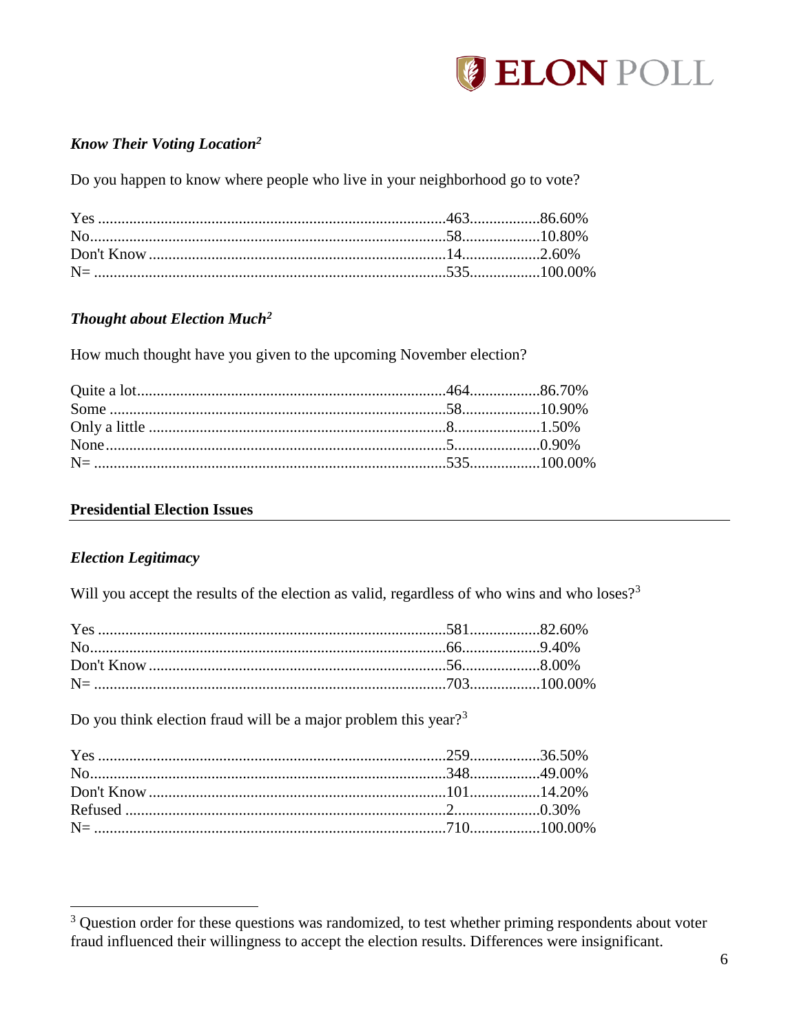### *Know Their Voting Location*[2]

Do you happen to know where people who live in your neighborhood go to vote?

| Response | Count | Percent |
|---|---|---|
| Yes | 463 | 86.60% |
| No | 58 | 10.80% |
| Don't Know | 14 | 2.60% |
| N= | 535 | 100.00% |

### *Thought about Election Much*[2]

How much thought have you given to the upcoming November election?

| Response | Count | Percent |
|---|---|---|
| Quite a lot | 464 | 86.70% |
| Some | 58 | 10.90% |
| Only a little | 8 | 1.50% |
| None | 5 | 0.90% |
| N= | 535 | 100.00% |

## Presidential Election Issues

### *Election Legitimacy*

Will you accept the results of the election as valid, regardless of who wins and who loses?[3]

| Response | Count | Percent |
|---|---|---|
| Yes | 581 | 82.60% |
| No | 66 | 9.40% |
| Don't Know | 56 | 8.00% |
| N= | 703 | 100.00% |

Do you think election fraud will be a major problem this year?[3]

| Response | Count | Percent |
|---|---|---|
| Yes | 259 | 36.50% |
| No | 348 | 49.00% |
| Don't Know | 101 | 14.20% |
| Refused | 2 | 0.30% |
| N= | 710 | 100.00% |

[3] Question order for these questions was randomized, to test whether priming respondents about voter fraud influenced their willingness to accept the election results. Differences were insignificant.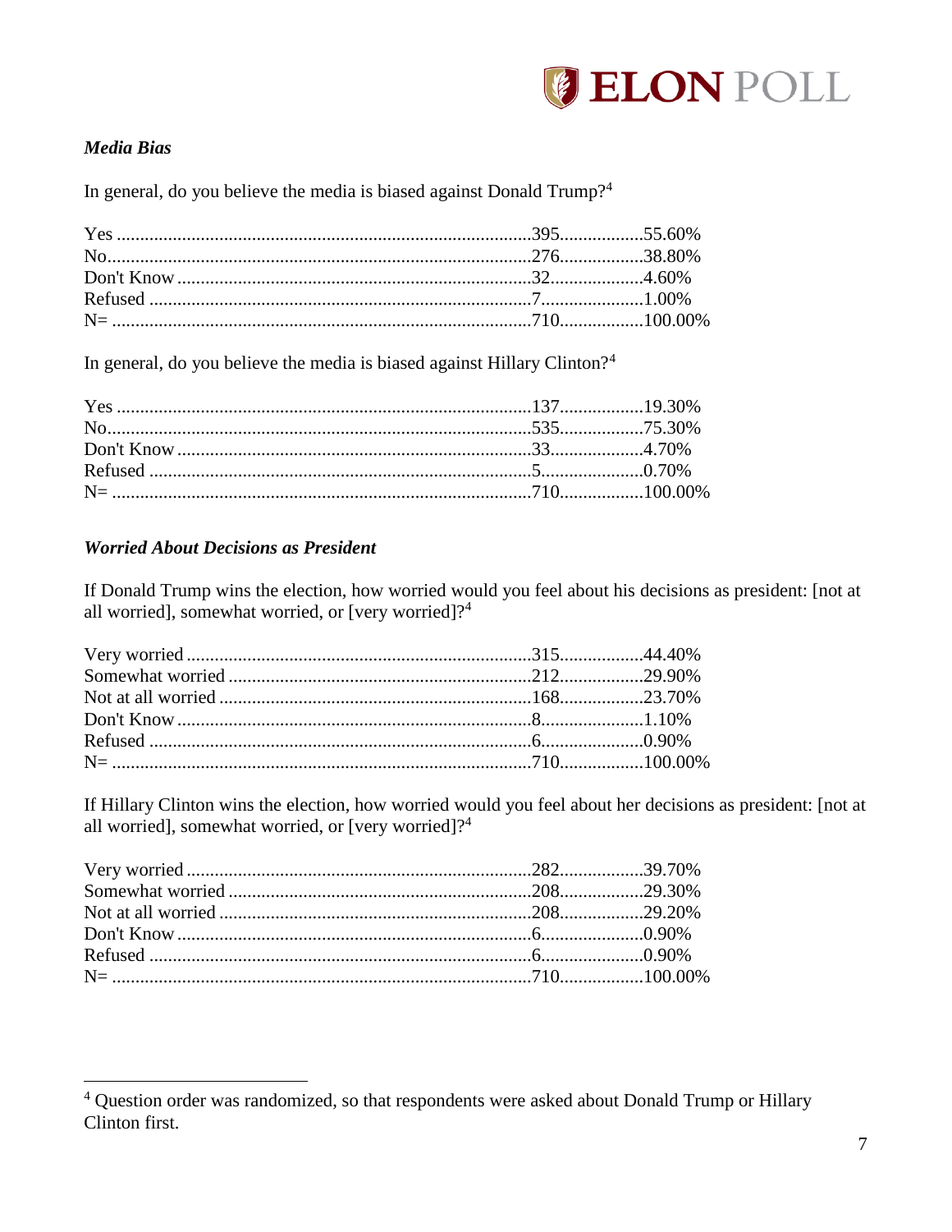### *Media Bias*

In general, do you believe the media is biased against Donald Trump?[4]

| | | |
|---|---|---|
| Yes | 395 | 55.60% |
| No | 276 | 38.80% |
| Don't Know | 32 | 4.60% |
| Refused | 7 | 1.00% |
| N= | 710 | 100.00% |

In general, do you believe the media is biased against Hillary Clinton?[4]

| | | |
|---|---|---|
| Yes | 137 | 19.30% |
| No | 535 | 75.30% |
| Don't Know | 33 | 4.70% |
| Refused | 5 | 0.70% |
| N= | 710 | 100.00% |

### *Worried About Decisions as President*

If Donald Trump wins the election, how worried would you feel about his decisions as president: [not at all worried], somewhat worried, or [very worried]?[4]

| | | |
|---|---|---|
| Very worried | 315 | 44.40% |
| Somewhat worried | 212 | 29.90% |
| Not at all worried | 168 | 23.70% |
| Don't Know | 8 | 1.10% |
| Refused | 6 | 0.90% |
| N= | 710 | 100.00% |

If Hillary Clinton wins the election, how worried would you feel about her decisions as president: [not at all worried], somewhat worried, or [very worried]?[4]

| | | |
|---|---|---|
| Very worried | 282 | 39.70% |
| Somewhat worried | 208 | 29.30% |
| Not at all worried | 208 | 29.20% |
| Don't Know | 6 | 0.90% |
| Refused | 6 | 0.90% |
| N= | 710 | 100.00% |

[4] Question order was randomized, so that respondents were asked about Donald Trump or Hillary Clinton first.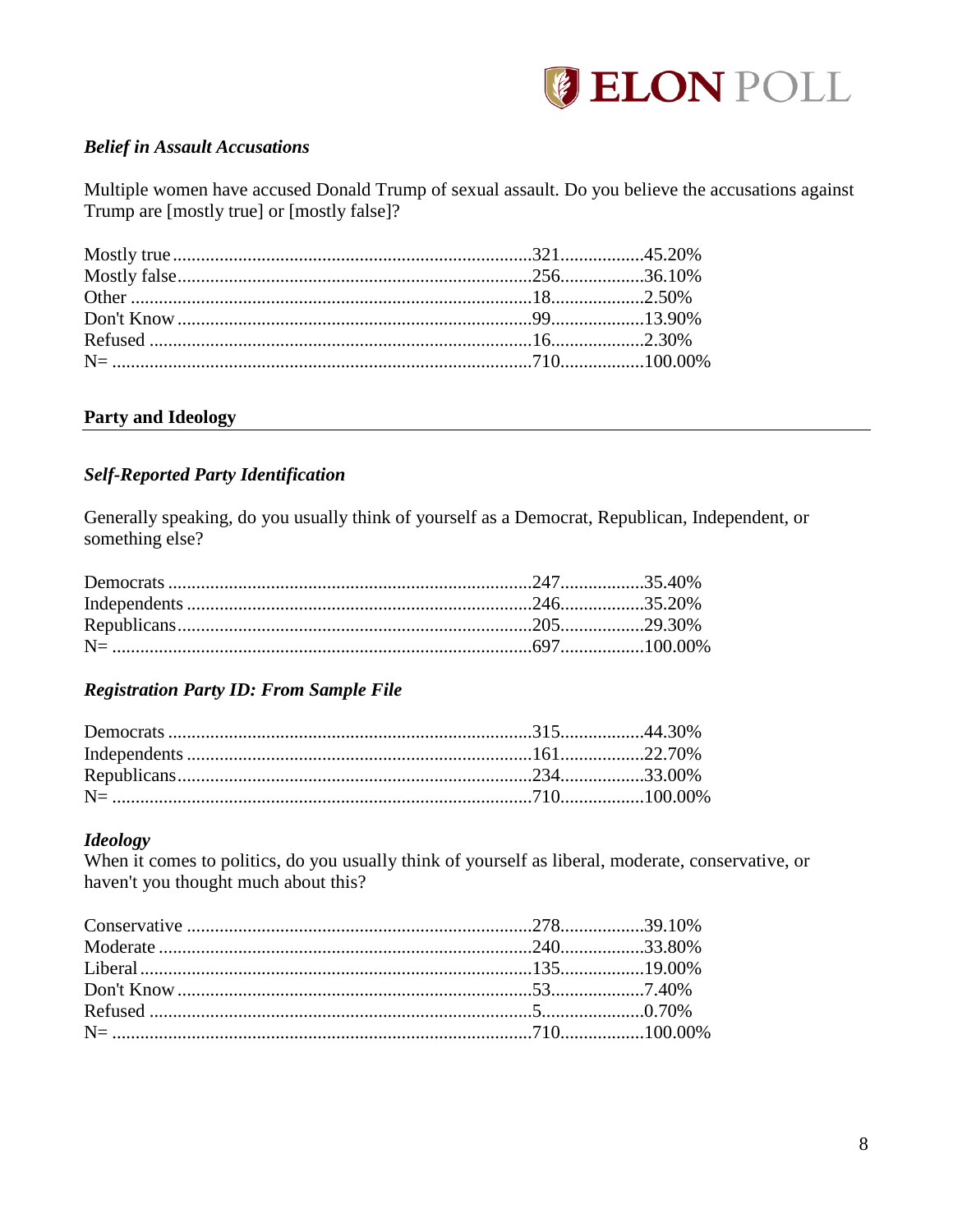### *Belief in Assault Accusations*

Multiple women have accused Donald Trump of sexual assault. Do you believe the accusations against Trump are [mostly true] or [mostly false]?

| Response | Count | Percent |
|---|---|---|
| Mostly true | 321 | 45.20% |
| Mostly false | 256 | 36.10% |
| Other | 18 | 2.50% |
| Don't Know | 99 | 13.90% |
| Refused | 16 | 2.30% |
| N= | 710 | 100.00% |

## Party and Ideology

### *Self-Reported Party Identification*

Generally speaking, do you usually think of yourself as a Democrat, Republican, Independent, or something else?

| Response | Count | Percent |
|---|---|---|
| Democrats | 247 | 35.40% |
| Independents | 246 | 35.20% |
| Republicans | 205 | 29.30% |
| N= | 697 | 100.00% |

### *Registration Party ID: From Sample File*

| Response | Count | Percent |
|---|---|---|
| Democrats | 315 | 44.30% |
| Independents | 161 | 22.70% |
| Republicans | 234 | 33.00% |
| N= | 710 | 100.00% |

### *Ideology*

When it comes to politics, do you usually think of yourself as liberal, moderate, conservative, or haven't you thought much about this?

| Response | Count | Percent |
|---|---|---|
| Conservative | 278 | 39.10% |
| Moderate | 240 | 33.80% |
| Liberal | 135 | 19.00% |
| Don't Know | 53 | 7.40% |
| Refused | 5 | 0.70% |
| N= | 710 | 100.00% |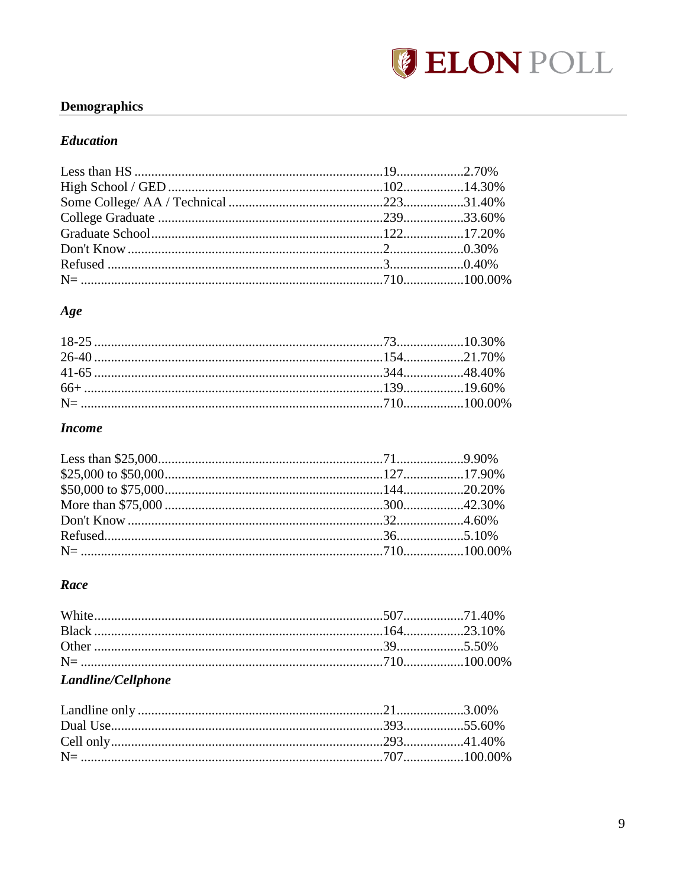## Demographics

### *Education*

| | | |
|---|---|---|
| Less than HS | 19 | 2.70% |
| High School / GED | 102 | 14.30% |
| Some College/ AA / Technical | 223 | 31.40% |
| College Graduate | 239 | 33.60% |
| Graduate School | 122 | 17.20% |
| Don't Know | 2 | 0.30% |
| Refused | 3 | 0.40% |
| N= | 710 | 100.00% |

### *Age*

| | | |
|---|---|---|
| 18-25 | 73 | 10.30% |
| 26-40 | 154 | 21.70% |
| 41-65 | 344 | 48.40% |
| 66+ | 139 | 19.60% |
| N= | 710 | 100.00% |

### *Income*

| | | |
|---|---|---|
| Less than $25,000 | 71 | 9.90% |
| $25,000 to $50,000 | 127 | 17.90% |
| $50,000 to $75,000 | 144 | 20.20% |
| More than $75,000 | 300 | 42.30% |
| Don't Know | 32 | 4.60% |
| Refused | 36 | 5.10% |
| N= | 710 | 100.00% |

### *Race*

| | | |
|---|---|---|
| White | 507 | 71.40% |
| Black | 164 | 23.10% |
| Other | 39 | 5.50% |
| N= | 710 | 100.00% |

### *Landline/Cellphone*

| | | |
|---|---|---|
| Landline only | 21 | 3.00% |
| Dual Use | 393 | 55.60% |
| Cell only | 293 | 41.40% |
| N= | 707 | 100.00% |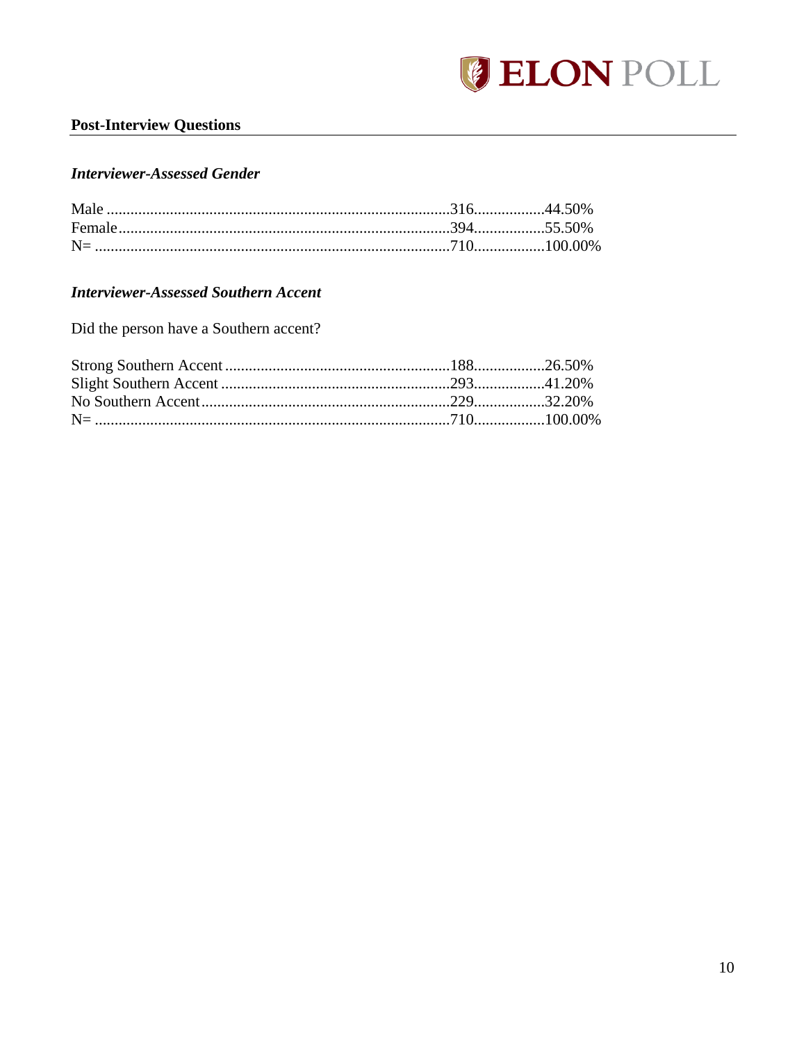## Post-Interview Questions

### *Interviewer-Assessed Gender*

| | | |
|---|---|---|
| Male | 316 | 44.50% |
| Female | 394 | 55.50% |
| N= | 710 | 100.00% |

### *Interviewer-Assessed Southern Accent*

Did the person have a Southern accent?

| | | |
|---|---|---|
| Strong Southern Accent | 188 | 26.50% |
| Slight Southern Accent | 293 | 41.20% |
| No Southern Accent | 229 | 32.20% |
| N= | 710 | 100.00% |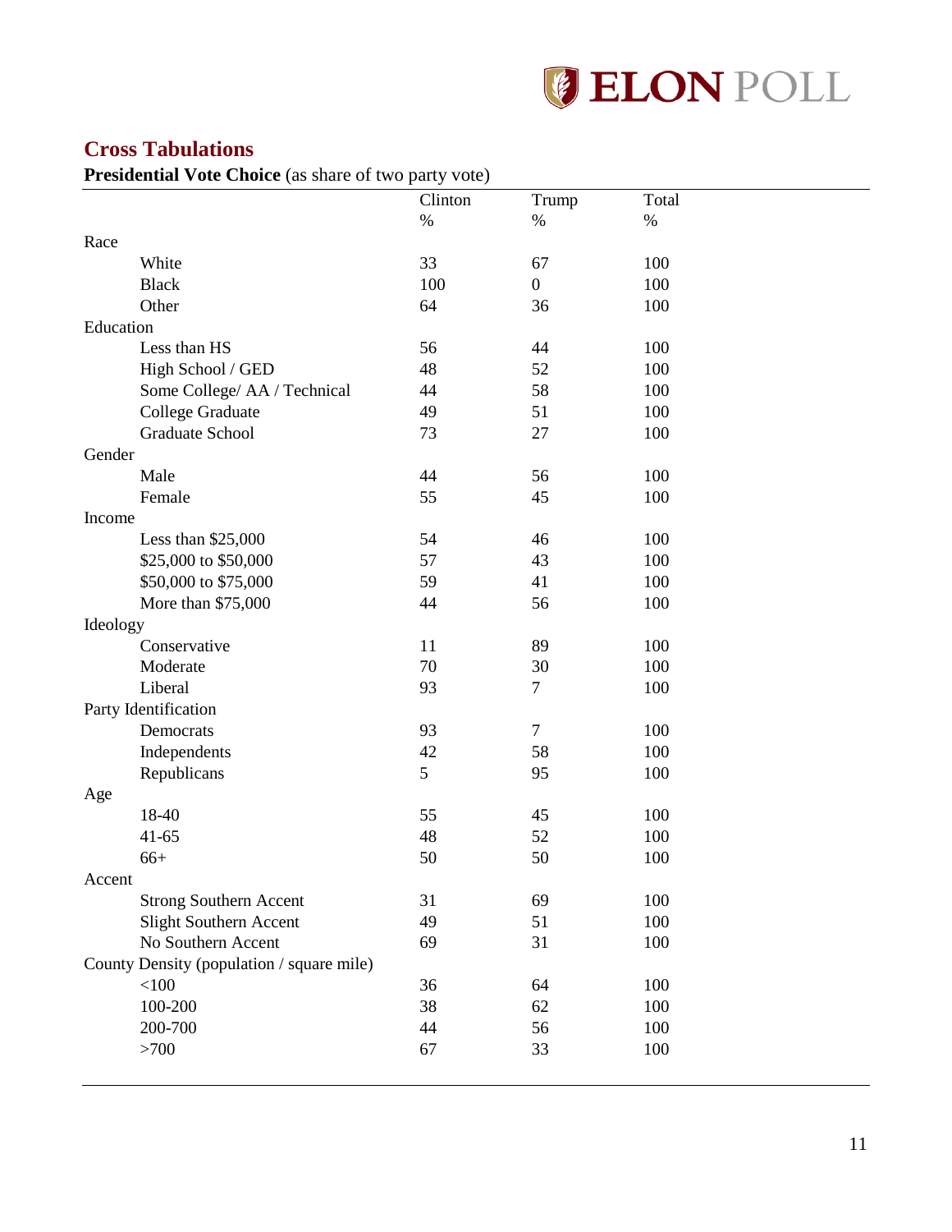## Cross Tabulations

**Presidential Vote Choice** (as share of two party vote)

| | Clinton | Trump | Total |
|---|---|---|---|
| | % | % | % |
| Race | | | |
| White | 33 | 67 | 100 |
| Black | 100 | 0 | 100 |
| Other | 64 | 36 | 100 |
| Education | | | |
| Less than HS | 56 | 44 | 100 |
| High School / GED | 48 | 52 | 100 |
| Some College/ AA / Technical | 44 | 58 | 100 |
| College Graduate | 49 | 51 | 100 |
| Graduate School | 73 | 27 | 100 |
| Gender | | | |
| Male | 44 | 56 | 100 |
| Female | 55 | 45 | 100 |
| Income | | | |
| Less than $25,000 | 54 | 46 | 100 |
| $25,000 to $50,000 | 57 | 43 | 100 |
| $50,000 to $75,000 | 59 | 41 | 100 |
| More than $75,000 | 44 | 56 | 100 |
| Ideology | | | |
| Conservative | 11 | 89 | 100 |
| Moderate | 70 | 30 | 100 |
| Liberal | 93 | 7 | 100 |
| Party Identification | | | |
| Democrats | 93 | 7 | 100 |
| Independents | 42 | 58 | 100 |
| Republicans | 5 | 95 | 100 |
| Age | | | |
| 18-40 | 55 | 45 | 100 |
| 41-65 | 48 | 52 | 100 |
| 66+ | 50 | 50 | 100 |
| Accent | | | |
| Strong Southern Accent | 31 | 69 | 100 |
| Slight Southern Accent | 49 | 51 | 100 |
| No Southern Accent | 69 | 31 | 100 |
| County Density (population / square mile) | | | |
| <100 | 36 | 64 | 100 |
| 100-200 | 38 | 62 | 100 |
| 200-700 | 44 | 56 | 100 |
| >700 | 67 | 33 | 100 |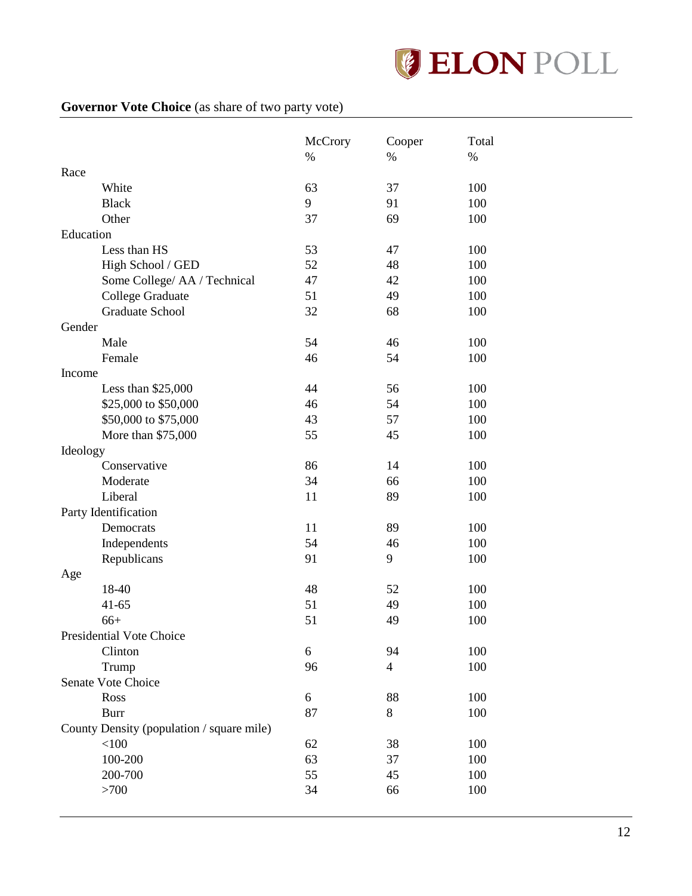**Governor Vote Choice** (as share of two party vote)

| | McCrory | Cooper | Total |
|---|---|---|---|
| | % | % | % |
| Race | | | |
| White | 63 | 37 | 100 |
| Black | 9 | 91 | 100 |
| Other | 37 | 69 | 100 |
| Education | | | |
| Less than HS | 53 | 47 | 100 |
| High School / GED | 52 | 48 | 100 |
| Some College/ AA / Technical | 47 | 42 | 100 |
| College Graduate | 51 | 49 | 100 |
| Graduate School | 32 | 68 | 100 |
| Gender | | | |
| Male | 54 | 46 | 100 |
| Female | 46 | 54 | 100 |
| Income | | | |
| Less than $25,000 | 44 | 56 | 100 |
| $25,000 to $50,000 | 46 | 54 | 100 |
| $50,000 to $75,000 | 43 | 57 | 100 |
| More than $75,000 | 55 | 45 | 100 |
| Ideology | | | |
| Conservative | 86 | 14 | 100 |
| Moderate | 34 | 66 | 100 |
| Liberal | 11 | 89 | 100 |
| Party Identification | | | |
| Democrats | 11 | 89 | 100 |
| Independents | 54 | 46 | 100 |
| Republicans | 91 | 9 | 100 |
| Age | | | |
| 18-40 | 48 | 52 | 100 |
| 41-65 | 51 | 49 | 100 |
| 66+ | 51 | 49 | 100 |
| Presidential Vote Choice | | | |
| Clinton | 6 | 94 | 100 |
| Trump | 96 | 4 | 100 |
| Senate Vote Choice | | | |
| Ross | 6 | 88 | 100 |
| Burr | 87 | 8 | 100 |
| County Density (population / square mile) | | | |
| <100 | 62 | 38 | 100 |
| 100-200 | 63 | 37 | 100 |
| 200-700 | 55 | 45 | 100 |
| >700 | 34 | 66 | 100 |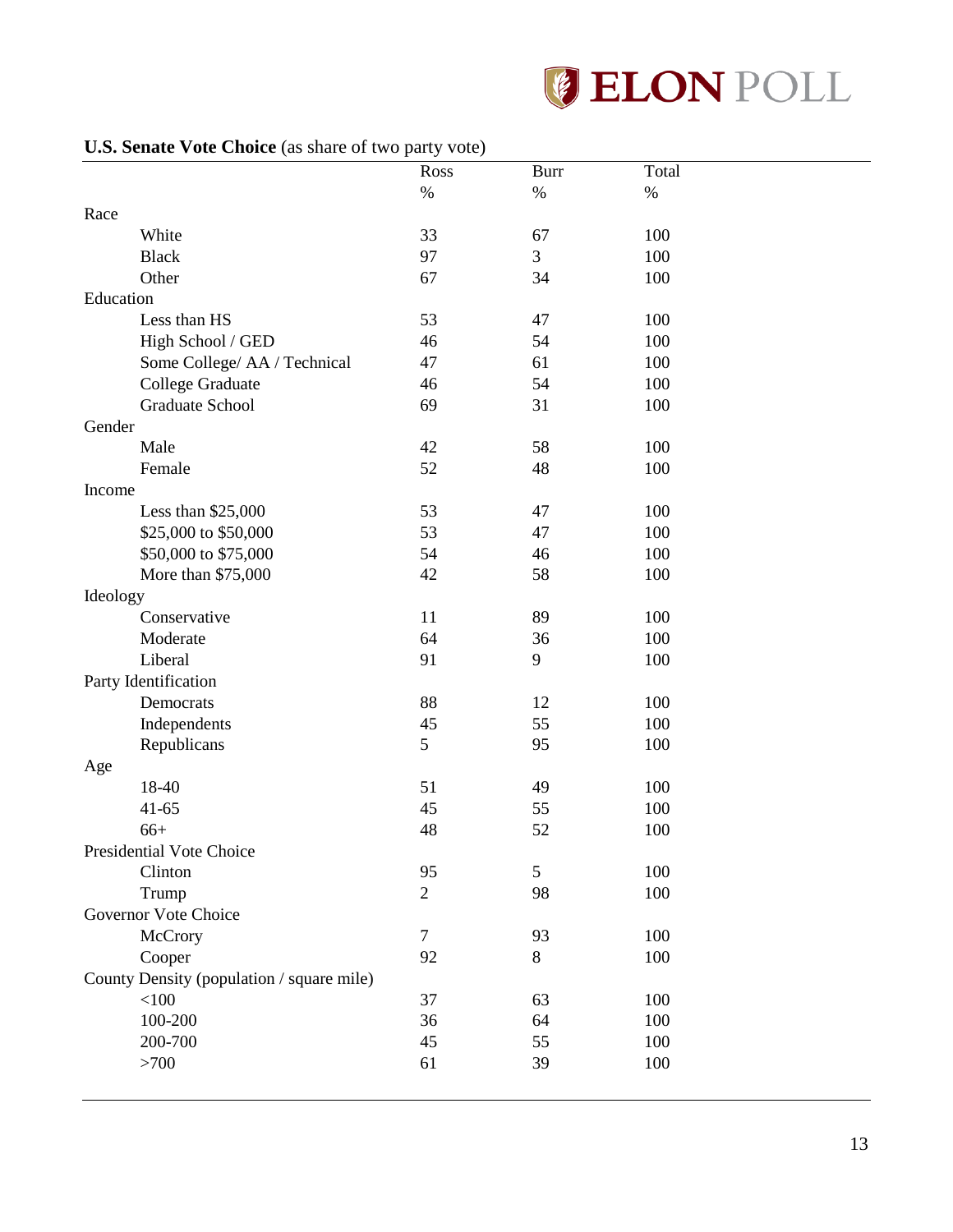**U.S. Senate Vote Choice** (as share of two party vote)

| | Ross | Burr | Total |
|---|---|---|---|
| | % | % | % |
| Race | | | |
| White | 33 | 67 | 100 |
| Black | 97 | 3 | 100 |
| Other | 67 | 34 | 100 |
| Education | | | |
| Less than HS | 53 | 47 | 100 |
| High School / GED | 46 | 54 | 100 |
| Some College/ AA / Technical | 47 | 61 | 100 |
| College Graduate | 46 | 54 | 100 |
| Graduate School | 69 | 31 | 100 |
| Gender | | | |
| Male | 42 | 58 | 100 |
| Female | 52 | 48 | 100 |
| Income | | | |
| Less than $25,000 | 53 | 47 | 100 |
| $25,000 to $50,000 | 53 | 47 | 100 |
| $50,000 to $75,000 | 54 | 46 | 100 |
| More than $75,000 | 42 | 58 | 100 |
| Ideology | | | |
| Conservative | 11 | 89 | 100 |
| Moderate | 64 | 36 | 100 |
| Liberal | 91 | 9 | 100 |
| Party Identification | | | |
| Democrats | 88 | 12 | 100 |
| Independents | 45 | 55 | 100 |
| Republicans | 5 | 95 | 100 |
| Age | | | |
| 18-40 | 51 | 49 | 100 |
| 41-65 | 45 | 55 | 100 |
| 66+ | 48 | 52 | 100 |
| Presidential Vote Choice | | | |
| Clinton | 95 | 5 | 100 |
| Trump | 2 | 98 | 100 |
| Governor Vote Choice | | | |
| McCrory | 7 | 93 | 100 |
| Cooper | 92 | 8 | 100 |
| County Density (population / square mile) | | | |
| <100 | 37 | 63 | 100 |
| 100-200 | 36 | 64 | 100 |
| 200-700 | 45 | 55 | 100 |
| >700 | 61 | 39 | 100 |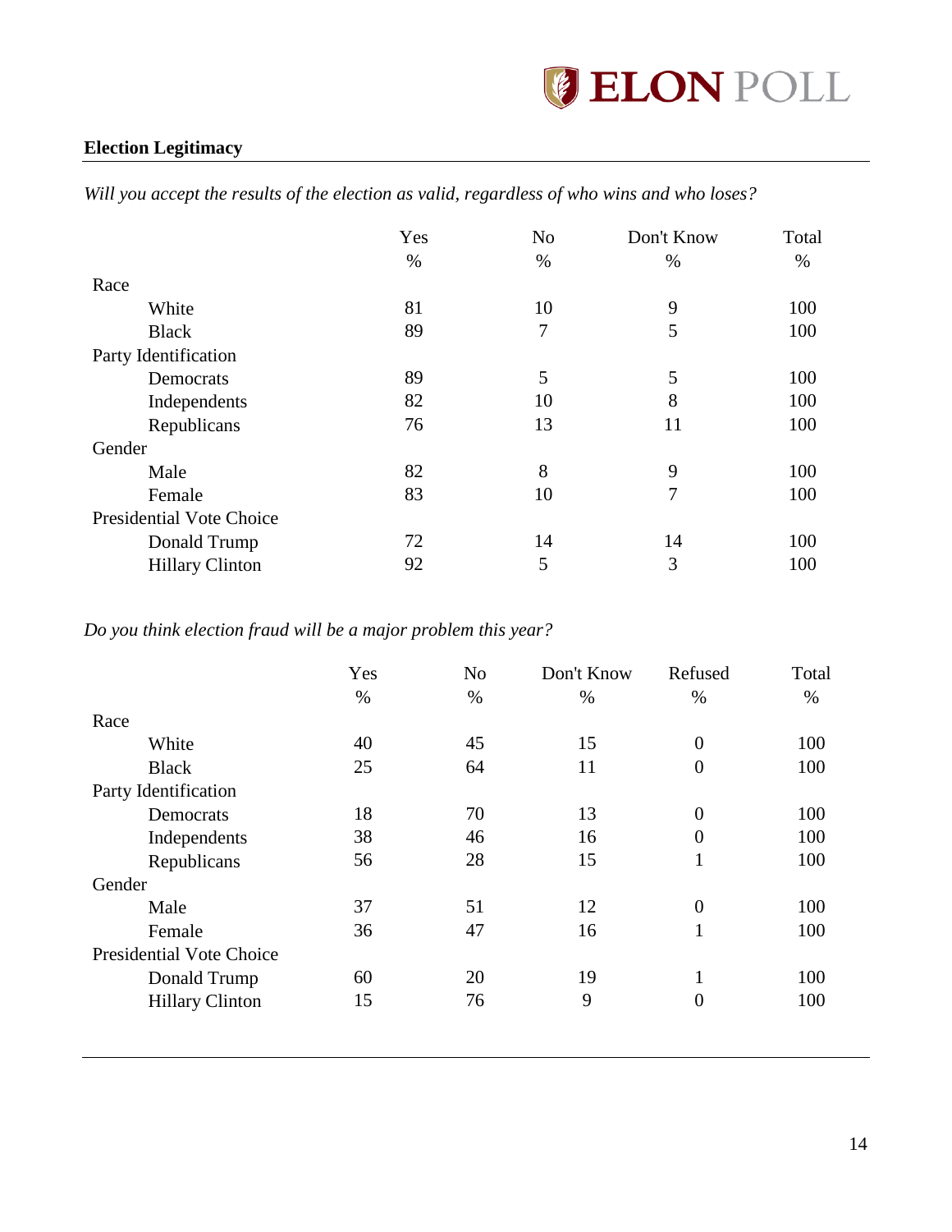## Election Legitimacy

*Will you accept the results of the election as valid, regardless of who wins and who loses?*

| | Yes | No | Don't Know | Total |
|---|---|---|---|---|
| | % | % | % | % |
| Race | | | | |
| White | 81 | 10 | 9 | 100 |
| Black | 89 | 7 | 5 | 100 |
| Party Identification | | | | |
| Democrats | 89 | 5 | 5 | 100 |
| Independents | 82 | 10 | 8 | 100 |
| Republicans | 76 | 13 | 11 | 100 |
| Gender | | | | |
| Male | 82 | 8 | 9 | 100 |
| Female | 83 | 10 | 7 | 100 |
| Presidential Vote Choice | | | | |
| Donald Trump | 72 | 14 | 14 | 100 |
| Hillary Clinton | 92 | 5 | 3 | 100 |

*Do you think election fraud will be a major problem this year?*

| | Yes | No | Don't Know | Refused | Total |
|---|---|---|---|---|---|
| | % | % | % | % | % |
| Race | | | | | |
| White | 40 | 45 | 15 | 0 | 100 |
| Black | 25 | 64 | 11 | 0 | 100 |
| Party Identification | | | | | |
| Democrats | 18 | 70 | 13 | 0 | 100 |
| Independents | 38 | 46 | 16 | 0 | 100 |
| Republicans | 56 | 28 | 15 | 1 | 100 |
| Gender | | | | | |
| Male | 37 | 51 | 12 | 0 | 100 |
| Female | 36 | 47 | 16 | 1 | 100 |
| Presidential Vote Choice | | | | | |
| Donald Trump | 60 | 20 | 19 | 1 | 100 |
| Hillary Clinton | 15 | 76 | 9 | 0 | 100 |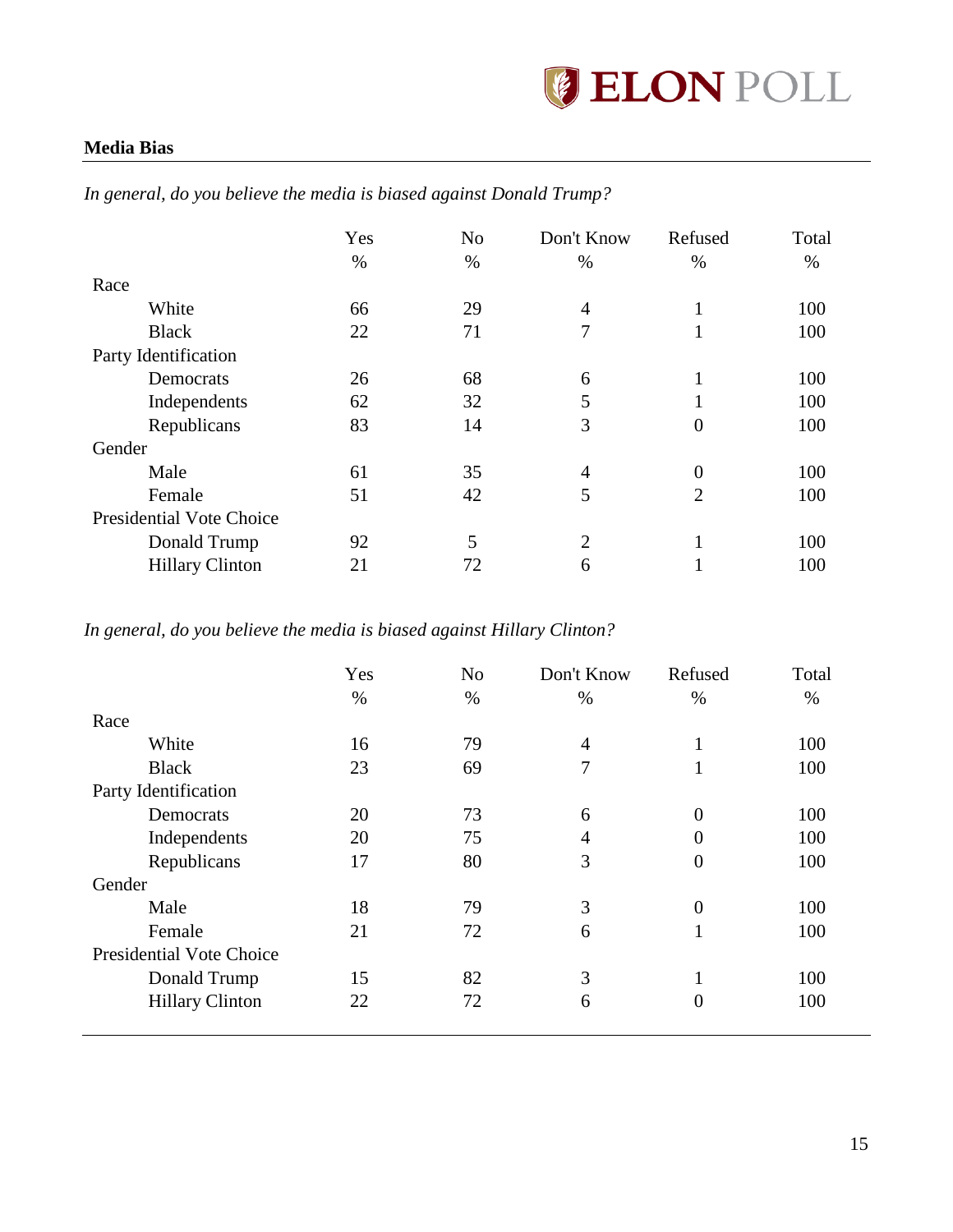**Media Bias**

*In general, do you believe the media is biased against Donald Trump?*

| | Yes | No | Don't Know | Refused | Total |
|---|---|---|---|---|---|
| | % | % | % | % | % |
| Race | | | | | |
| White | 66 | 29 | 4 | 1 | 100 |
| Black | 22 | 71 | 7 | 1 | 100 |
| Party Identification | | | | | |
| Democrats | 26 | 68 | 6 | 1 | 100 |
| Independents | 62 | 32 | 5 | 1 | 100 |
| Republicans | 83 | 14 | 3 | 0 | 100 |
| Gender | | | | | |
| Male | 61 | 35 | 4 | 0 | 100 |
| Female | 51 | 42 | 5 | 2 | 100 |
| Presidential Vote Choice | | | | | |
| Donald Trump | 92 | 5 | 2 | 1 | 100 |
| Hillary Clinton | 21 | 72 | 6 | 1 | 100 |

*In general, do you believe the media is biased against Hillary Clinton?*

| | Yes | No | Don't Know | Refused | Total |
|---|---|---|---|---|---|
| | % | % | % | % | % |
| Race | | | | | |
| White | 16 | 79 | 4 | 1 | 100 |
| Black | 23 | 69 | 7 | 1 | 100 |
| Party Identification | | | | | |
| Democrats | 20 | 73 | 6 | 0 | 100 |
| Independents | 20 | 75 | 4 | 0 | 100 |
| Republicans | 17 | 80 | 3 | 0 | 100 |
| Gender | | | | | |
| Male | 18 | 79 | 3 | 0 | 100 |
| Female | 21 | 72 | 6 | 1 | 100 |
| Presidential Vote Choice | | | | | |
| Donald Trump | 15 | 82 | 3 | 1 | 100 |
| Hillary Clinton | 22 | 72 | 6 | 0 | 100 |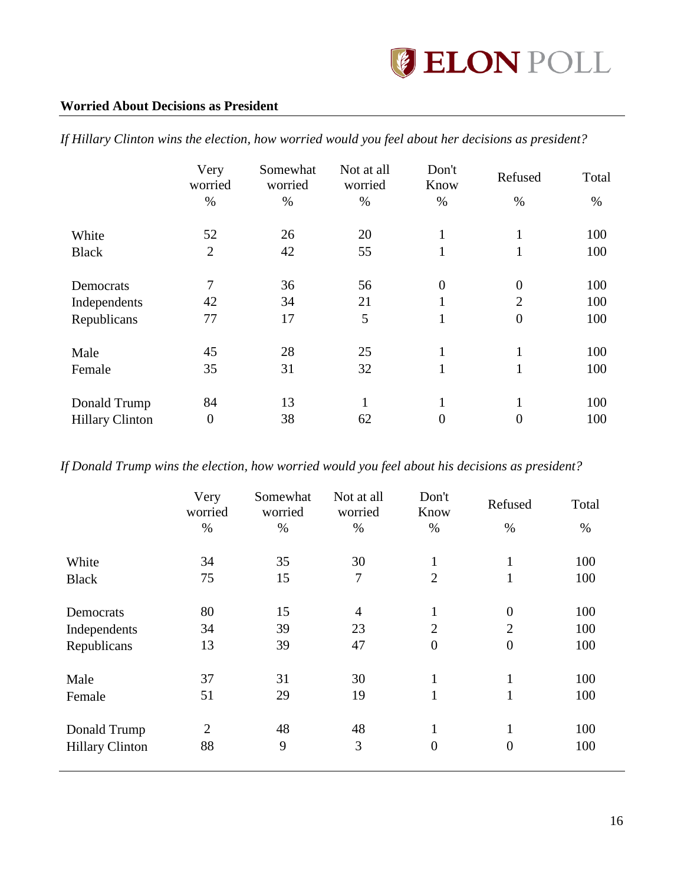## Worried About Decisions as President

*If Hillary Clinton wins the election, how worried would you feel about her decisions as president?*

| | Very worried % | Somewhat worried % | Not at all worried % | Don't Know % | Refused % | Total % |
|---|---|---|---|---|---|---|
| White | 52 | 26 | 20 | 1 | 1 | 100 |
| Black | 2 | 42 | 55 | 1 | 1 | 100 |
| Democrats | 7 | 36 | 56 | 0 | 0 | 100 |
| Independents | 42 | 34 | 21 | 1 | 2 | 100 |
| Republicans | 77 | 17 | 5 | 1 | 0 | 100 |
| Male | 45 | 28 | 25 | 1 | 1 | 100 |
| Female | 35 | 31 | 32 | 1 | 1 | 100 |
| Donald Trump | 84 | 13 | 1 | 1 | 1 | 100 |
| Hillary Clinton | 0 | 38 | 62 | 0 | 0 | 100 |

*If Donald Trump wins the election, how worried would you feel about his decisions as president?*

| | Very worried % | Somewhat worried % | Not at all worried % | Don't Know % | Refused % | Total % |
|---|---|---|---|---|---|---|
| White | 34 | 35 | 30 | 1 | 1 | 100 |
| Black | 75 | 15 | 7 | 2 | 1 | 100 |
| Democrats | 80 | 15 | 4 | 1 | 0 | 100 |
| Independents | 34 | 39 | 23 | 2 | 2 | 100 |
| Republicans | 13 | 39 | 47 | 0 | 0 | 100 |
| Male | 37 | 31 | 30 | 1 | 1 | 100 |
| Female | 51 | 29 | 19 | 1 | 1 | 100 |
| Donald Trump | 2 | 48 | 48 | 1 | 1 | 100 |
| Hillary Clinton | 88 | 9 | 3 | 0 | 0 | 100 |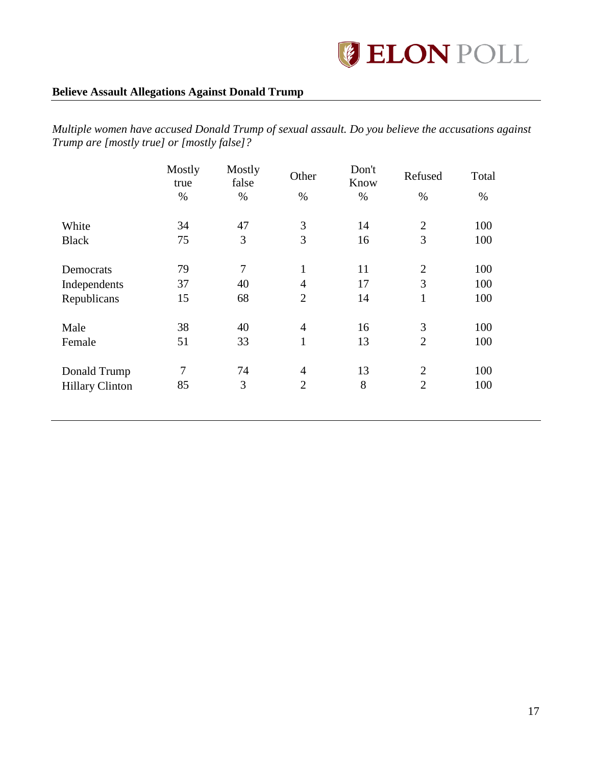**Believe Assault Allegations Against Donald Trump**

*Multiple women have accused Donald Trump of sexual assault. Do you believe the accusations against Trump are [mostly true] or [mostly false]?*

| | Mostly true % | Mostly false % | Other % | Don't Know % | Refused % | Total % |
|---|---|---|---|---|---|---|
| White | 34 | 47 | 3 | 14 | 2 | 100 |
| Black | 75 | 3 | 3 | 16 | 3 | 100 |
| Democrats | 79 | 7 | 1 | 11 | 2 | 100 |
| Independents | 37 | 40 | 4 | 17 | 3 | 100 |
| Republicans | 15 | 68 | 2 | 14 | 1 | 100 |
| Male | 38 | 40 | 4 | 16 | 3 | 100 |
| Female | 51 | 33 | 1 | 13 | 2 | 100 |
| Donald Trump | 7 | 74 | 4 | 13 | 2 | 100 |
| Hillary Clinton | 85 | 3 | 2 | 8 | 2 | 100 |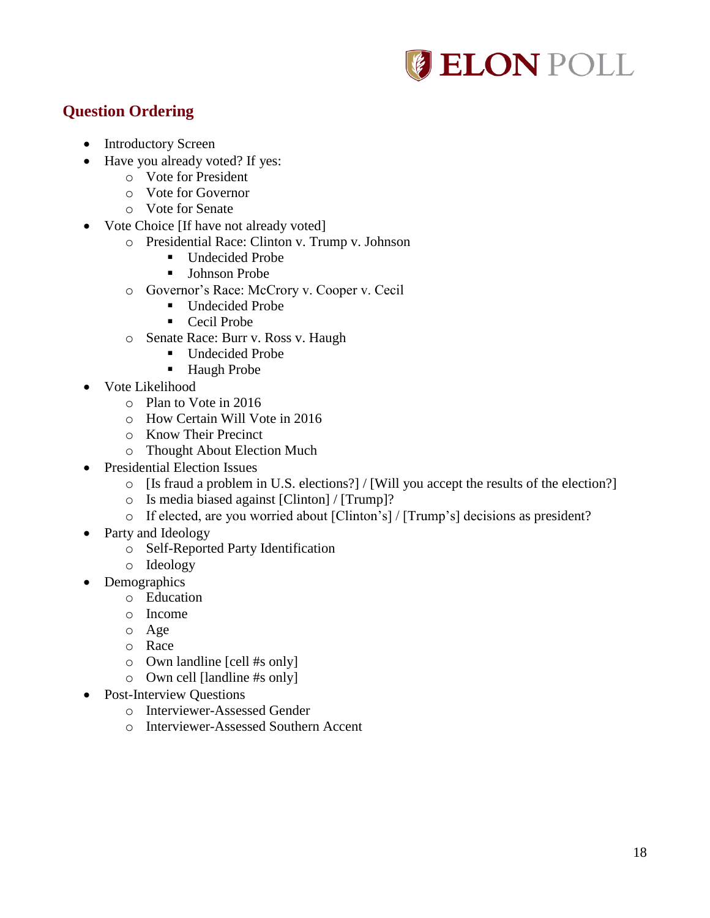## Question Ordering

- Introductory Screen
- Have you already voted? If yes:
  - Vote for President
  - Vote for Governor
  - Vote for Senate
- Vote Choice [If have not already voted]
  - Presidential Race: Clinton v. Trump v. Johnson
    - Undecided Probe
    - Johnson Probe
  - Governor's Race: McCrory v. Cooper v. Cecil
    - Undecided Probe
    - Cecil Probe
  - Senate Race: Burr v. Ross v. Haugh
    - Undecided Probe
    - Haugh Probe
- Vote Likelihood
  - Plan to Vote in 2016
  - How Certain Will Vote in 2016
  - Know Their Precinct
  - Thought About Election Much
- Presidential Election Issues
  - [Is fraud a problem in U.S. elections?] / [Will you accept the results of the election?]
  - Is media biased against [Clinton] / [Trump]?
  - If elected, are you worried about [Clinton's] / [Trump's] decisions as president?
- Party and Ideology
  - Self-Reported Party Identification
  - Ideology
- Demographics
  - Education
  - Income
  - Age
  - Race
  - Own landline [cell #s only]
  - Own cell [landline #s only]
- Post-Interview Questions
  - Interviewer-Assessed Gender
  - Interviewer-Assessed Southern Accent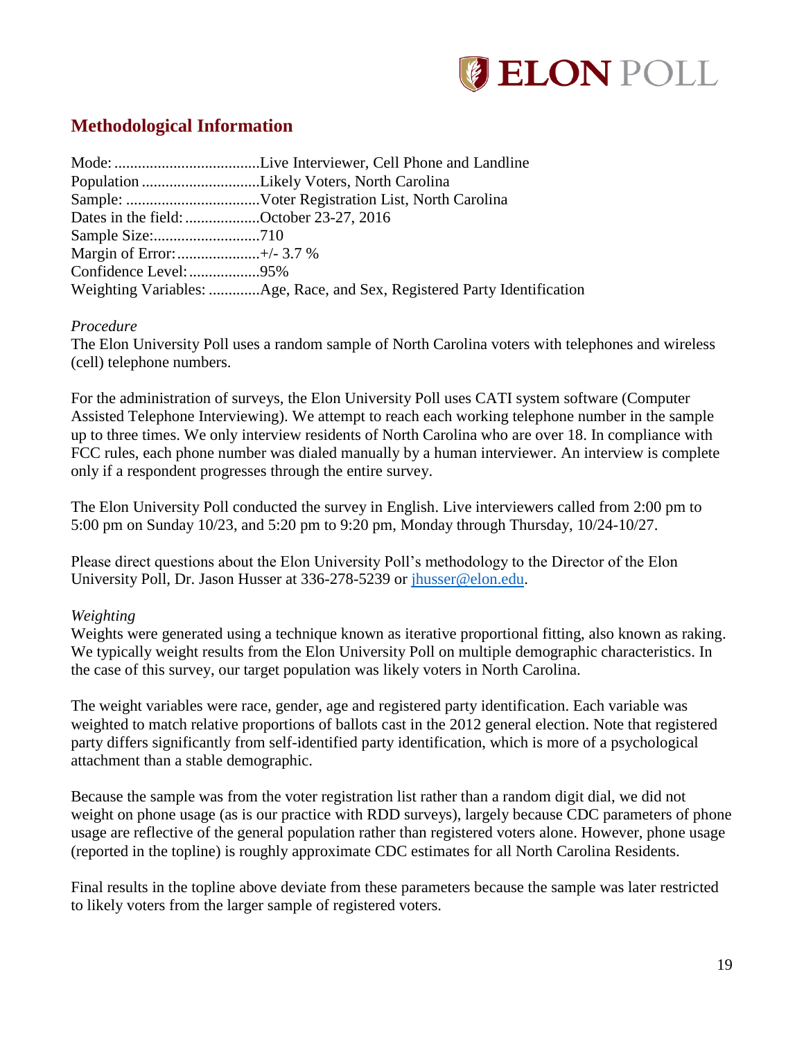## Methodological Information

Mode: .....................................Live Interviewer, Cell Phone and Landline
Population ..............................Likely Voters, North Carolina
Sample: ..................................Voter Registration List, North Carolina
Dates in the field: ...................October 23-27, 2016
Sample Size:...........................710
Margin of Error:.....................+/- 3.7 %
Confidence Level:..................95%
Weighting Variables: .............Age, Race, and Sex, Registered Party Identification

*Procedure*
The Elon University Poll uses a random sample of North Carolina voters with telephones and wireless (cell) telephone numbers.

For the administration of surveys, the Elon University Poll uses CATI system software (Computer Assisted Telephone Interviewing). We attempt to reach each working telephone number in the sample up to three times. We only interview residents of North Carolina who are over 18. In compliance with FCC rules, each phone number was dialed manually by a human interviewer. An interview is complete only if a respondent progresses through the entire survey.

The Elon University Poll conducted the survey in English. Live interviewers called from 2:00 pm to 5:00 pm on Sunday 10/23, and 5:20 pm to 9:20 pm, Monday through Thursday, 10/24-10/27.

Please direct questions about the Elon University Poll's methodology to the Director of the Elon University Poll, Dr. Jason Husser at 336-278-5239 or jhusser@elon.edu.

*Weighting*
Weights were generated using a technique known as iterative proportional fitting, also known as raking. We typically weight results from the Elon University Poll on multiple demographic characteristics. In the case of this survey, our target population was likely voters in North Carolina.

The weight variables were race, gender, age and registered party identification. Each variable was weighted to match relative proportions of ballots cast in the 2012 general election. Note that registered party differs significantly from self-identified party identification, which is more of a psychological attachment than a stable demographic.

Because the sample was from the voter registration list rather than a random digit dial, we did not weight on phone usage (as is our practice with RDD surveys), largely because CDC parameters of phone usage are reflective of the general population rather than registered voters alone. However, phone usage (reported in the topline) is roughly approximate CDC estimates for all North Carolina Residents.

Final results in the topline above deviate from these parameters because the sample was later restricted to likely voters from the larger sample of registered voters.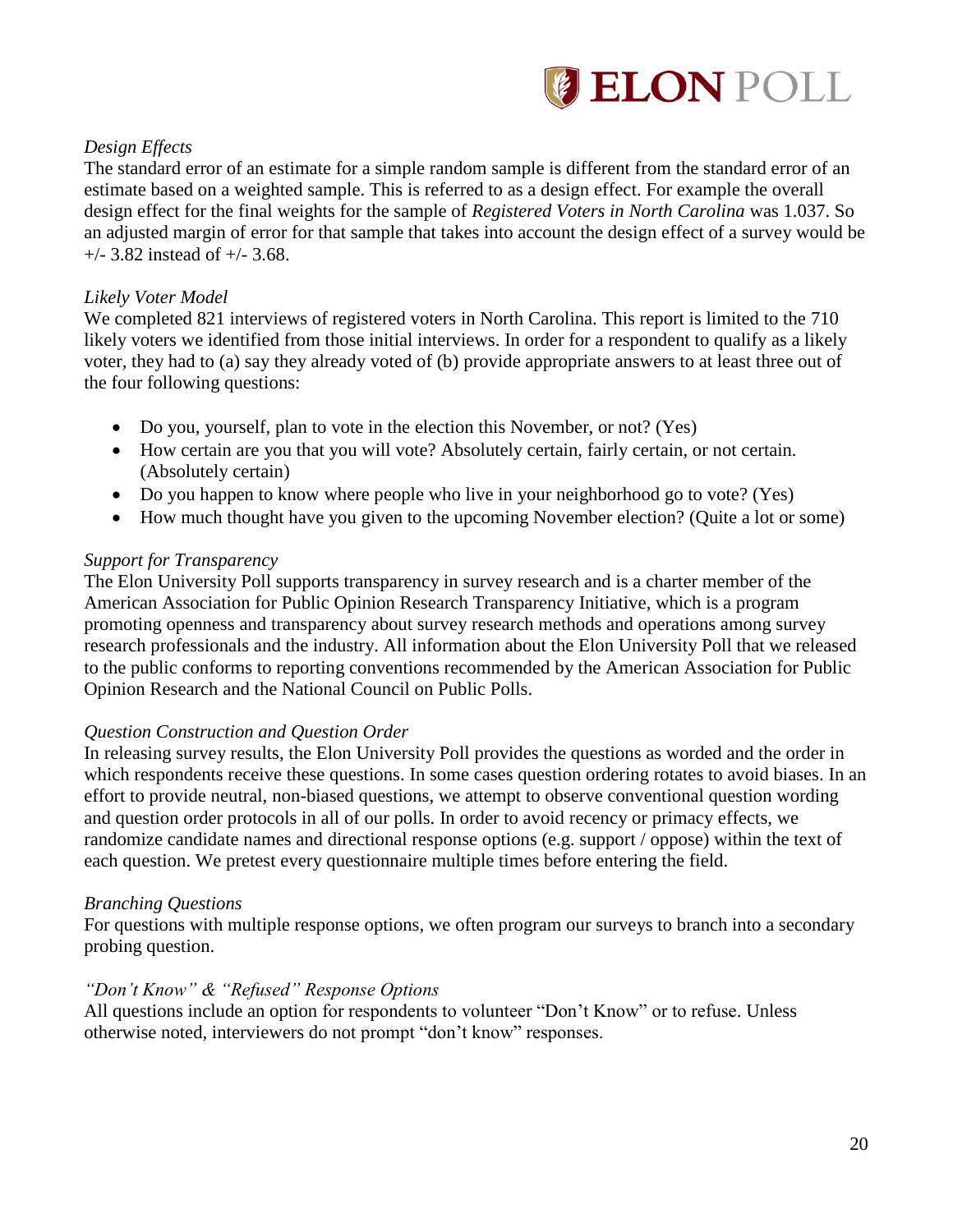*Design Effects*

The standard error of an estimate for a simple random sample is different from the standard error of an estimate based on a weighted sample. This is referred to as a design effect. For example the overall design effect for the final weights for the sample of *Registered Voters in North Carolina* was 1.037. So an adjusted margin of error for that sample that takes into account the design effect of a survey would be +/- 3.82 instead of +/- 3.68.

*Likely Voter Model*

We completed 821 interviews of registered voters in North Carolina. This report is limited to the 710 likely voters we identified from those initial interviews. In order for a respondent to qualify as a likely voter, they had to (a) say they already voted of (b) provide appropriate answers to at least three out of the four following questions:

- Do you, yourself, plan to vote in the election this November, or not? (Yes)
- How certain are you that you will vote? Absolutely certain, fairly certain, or not certain. (Absolutely certain)
- Do you happen to know where people who live in your neighborhood go to vote? (Yes)
- How much thought have you given to the upcoming November election? (Quite a lot or some)

*Support for Transparency*

The Elon University Poll supports transparency in survey research and is a charter member of the American Association for Public Opinion Research Transparency Initiative, which is a program promoting openness and transparency about survey research methods and operations among survey research professionals and the industry. All information about the Elon University Poll that we released to the public conforms to reporting conventions recommended by the American Association for Public Opinion Research and the National Council on Public Polls.

*Question Construction and Question Order*

In releasing survey results, the Elon University Poll provides the questions as worded and the order in which respondents receive these questions. In some cases question ordering rotates to avoid biases. In an effort to provide neutral, non-biased questions, we attempt to observe conventional question wording and question order protocols in all of our polls. In order to avoid recency or primacy effects, we randomize candidate names and directional response options (e.g. support / oppose) within the text of each question. We pretest every questionnaire multiple times before entering the field.

*Branching Questions*

For questions with multiple response options, we often program our surveys to branch into a secondary probing question.

*"Don't Know" & "Refused" Response Options*

All questions include an option for respondents to volunteer "Don't Know" or to refuse. Unless otherwise noted, interviewers do not prompt "don't know" responses.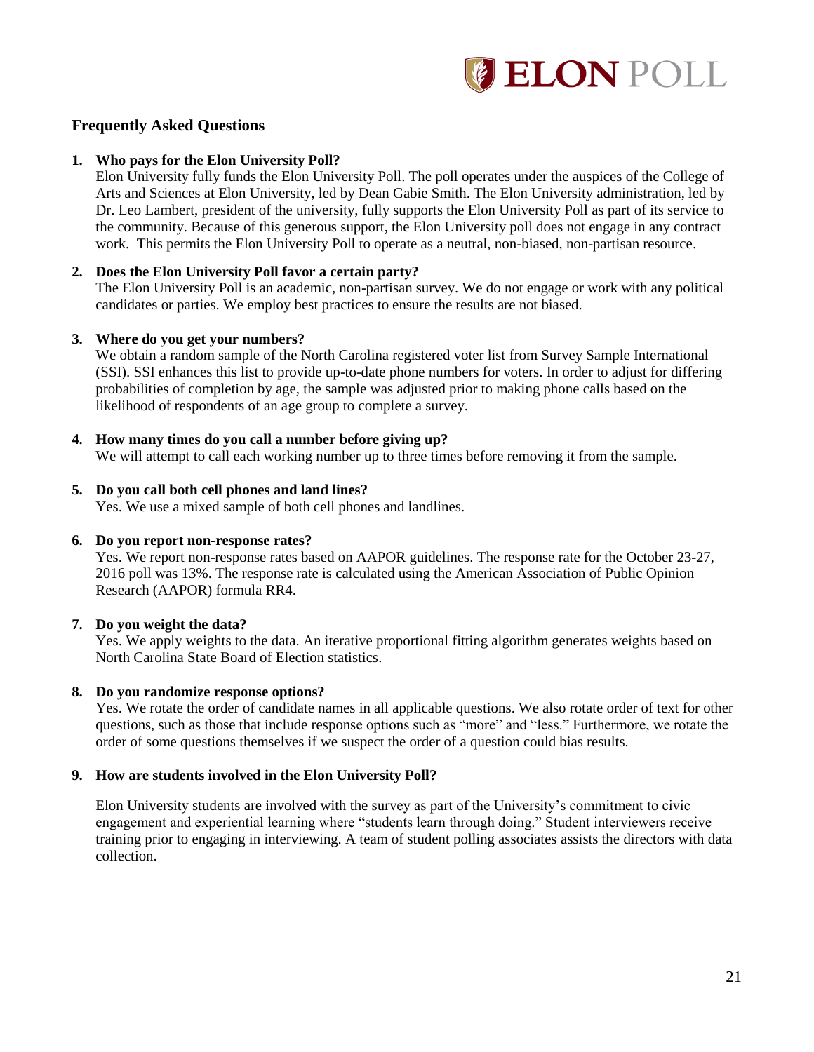## Frequently Asked Questions

1. **Who pays for the Elon University Poll?**
   Elon University fully funds the Elon University Poll. The poll operates under the auspices of the College of Arts and Sciences at Elon University, led by Dean Gabie Smith. The Elon University administration, led by Dr. Leo Lambert, president of the university, fully supports the Elon University Poll as part of its service to the community. Because of this generous support, the Elon University poll does not engage in any contract work. This permits the Elon University Poll to operate as a neutral, non-biased, non-partisan resource.

2. **Does the Elon University Poll favor a certain party?**
   The Elon University Poll is an academic, non-partisan survey. We do not engage or work with any political candidates or parties. We employ best practices to ensure the results are not biased.

3. **Where do you get your numbers?**
   We obtain a random sample of the North Carolina registered voter list from Survey Sample International (SSI). SSI enhances this list to provide up-to-date phone numbers for voters. In order to adjust for differing probabilities of completion by age, the sample was adjusted prior to making phone calls based on the likelihood of respondents of an age group to complete a survey.

4. **How many times do you call a number before giving up?**
   We will attempt to call each working number up to three times before removing it from the sample.

5. **Do you call both cell phones and land lines?**
   Yes. We use a mixed sample of both cell phones and landlines.

6. **Do you report non-response rates?**
   Yes. We report non-response rates based on AAPOR guidelines. The response rate for the October 23-27, 2016 poll was 13%. The response rate is calculated using the American Association of Public Opinion Research (AAPOR) formula RR4.

7. **Do you weight the data?**
   Yes. We apply weights to the data. An iterative proportional fitting algorithm generates weights based on North Carolina State Board of Election statistics.

8. **Do you randomize response options?**
   Yes. We rotate the order of candidate names in all applicable questions. We also rotate order of text for other questions, such as those that include response options such as "more" and "less." Furthermore, we rotate the order of some questions themselves if we suspect the order of a question could bias results.

9. **How are students involved in the Elon University Poll?**

   Elon University students are involved with the survey as part of the University's commitment to civic engagement and experiential learning where "students learn through doing." Student interviewers receive training prior to engaging in interviewing. A team of student polling associates assists the directors with data collection.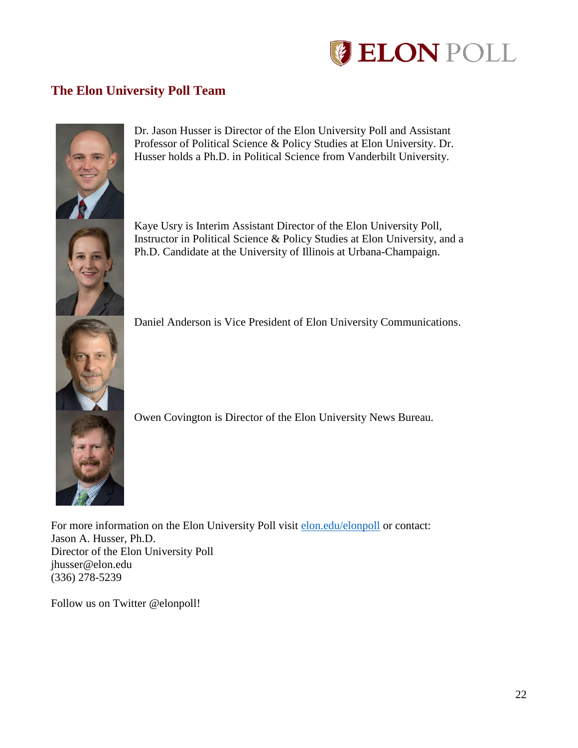## The Elon University Poll Team

Dr. Jason Husser is Director of the Elon University Poll and Assistant Professor of Political Science & Policy Studies at Elon University. Dr. Husser holds a Ph.D. in Political Science from Vanderbilt University.

Kaye Usry is Interim Assistant Director of the Elon University Poll, Instructor in Political Science & Policy Studies at Elon University, and a Ph.D. Candidate at the University of Illinois at Urbana-Champaign.

Daniel Anderson is Vice President of Elon University Communications.

Owen Covington is Director of the Elon University News Bureau.

For more information on the Elon University Poll visit [elon.edu/elonpoll](elon.edu/elonpoll) or contact:
Jason A. Husser, Ph.D.
Director of the Elon University Poll
jhusser@elon.edu
(336) 278-5239

Follow us on Twitter @elonpoll!